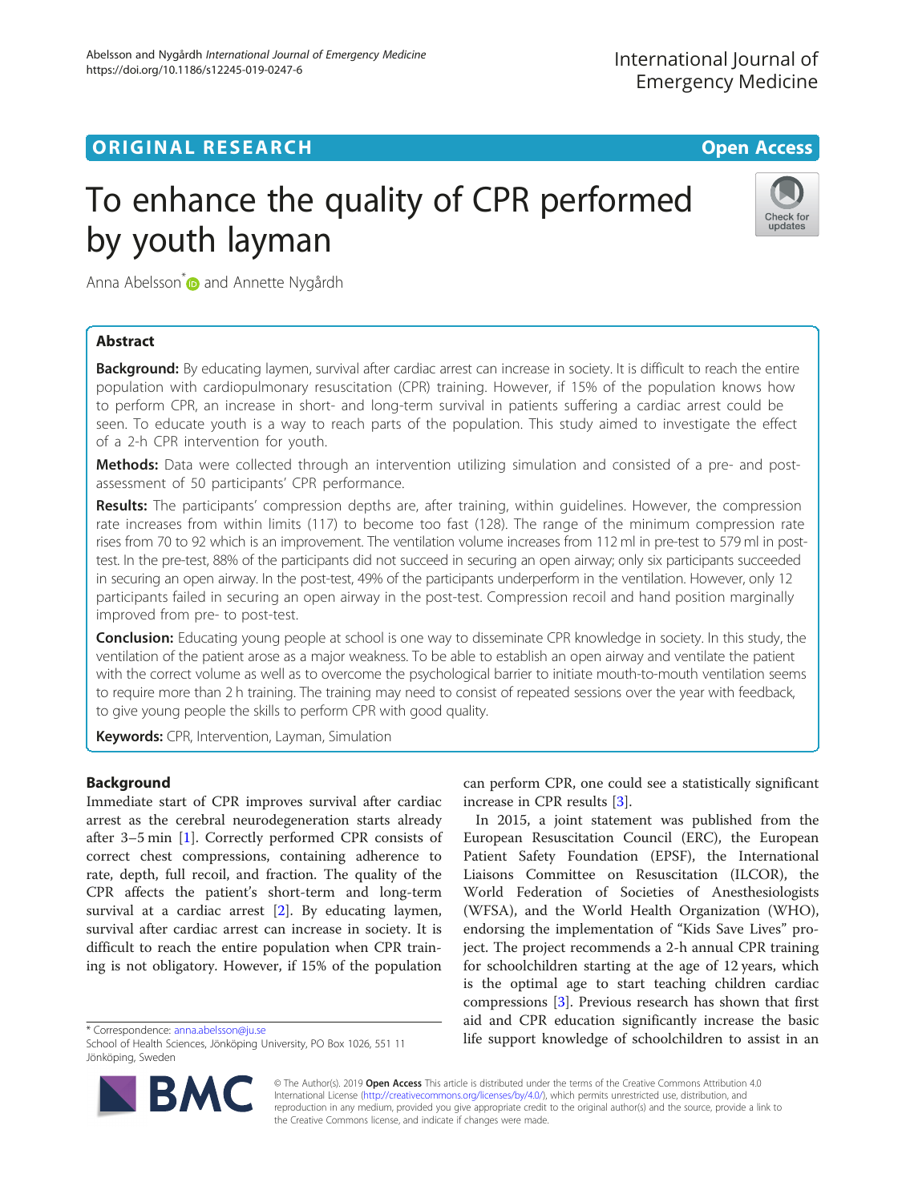ORIGINAL RESEARCH

Open Access

# To enhance the quality of CPR performed by youth layman

Anna Abelsson* and Annette Nygårdh

## Abstract

**Background:** By educating laymen, survival after cardiac arrest can increase in society. It is difficult to reach the entire population with cardiopulmonary resuscitation (CPR) training. However, if 15% of the population knows how to perform CPR, an increase in short- and long-term survival in patients suffering a cardiac arrest could be seen. To educate youth is a way to reach parts of the population. This study aimed to investigate the effect of a 2-h CPR intervention for youth.

**Methods:** Data were collected through an intervention utilizing simulation and consisted of a pre- and post-assessment of 50 participants' CPR performance.

**Results:** The participants' compression depths are, after training, within guidelines. However, the compression rate increases from within limits (117) to become too fast (128). The range of the minimum compression rate rises from 70 to 92 which is an improvement. The ventilation volume increases from 112 ml in pre-test to 579 ml in post-test. In the pre-test, 88% of the participants did not succeed in securing an open airway; only six participants succeeded in securing an open airway. In the post-test, 49% of the participants underperform in the ventilation. However, only 12 participants failed in securing an open airway in the post-test. Compression recoil and hand position marginally improved from pre- to post-test.

**Conclusion:** Educating young people at school is one way to disseminate CPR knowledge in society. In this study, the ventilation of the patient arose as a major weakness. To be able to establish an open airway and ventilate the patient with the correct volume as well as to overcome the psychological barrier to initiate mouth-to-mouth ventilation seems to require more than 2 h training. The training may need to consist of repeated sessions over the year with feedback, to give young people the skills to perform CPR with good quality.

**Keywords:** CPR, Intervention, Layman, Simulation

## Background

Immediate start of CPR improves survival after cardiac arrest as the cerebral neurodegeneration starts already after 3–5 min [1]. Correctly performed CPR consists of correct chest compressions, containing adherence to rate, depth, full recoil, and fraction. The quality of the CPR affects the patient's short-term and long-term survival at a cardiac arrest [2]. By educating laymen, survival after cardiac arrest can increase in society. It is difficult to reach the entire population when CPR training is not obligatory. However, if 15% of the population can perform CPR, one could see a statistically significant increase in CPR results [3].

In 2015, a joint statement was published from the European Resuscitation Council (ERC), the European Patient Safety Foundation (EPSF), the International Liaisons Committee on Resuscitation (ILCOR), the World Federation of Societies of Anesthesiologists (WFSA), and the World Health Organization (WHO), endorsing the implementation of "Kids Save Lives" project. The project recommends a 2-h annual CPR training for schoolchildren starting at the age of 12 years, which is the optimal age to start teaching children cardiac compressions [3]. Previous research has shown that first aid and CPR education significantly increase the basic life support knowledge of schoolchildren to assist in an

* Correspondence: anna.abelsson@ju.se
School of Health Sciences, Jönköping University, PO Box 1026, 551 11 Jönköping, Sweden

© The Author(s). 2019 **Open Access** This article is distributed under the terms of the Creative Commons Attribution 4.0 International License (http://creativecommons.org/licenses/by/4.0/), which permits unrestricted use, distribution, and reproduction in any medium, provided you give appropriate credit to the original author(s) and the source, provide a link to the Creative Commons license, and indicate if changes were made.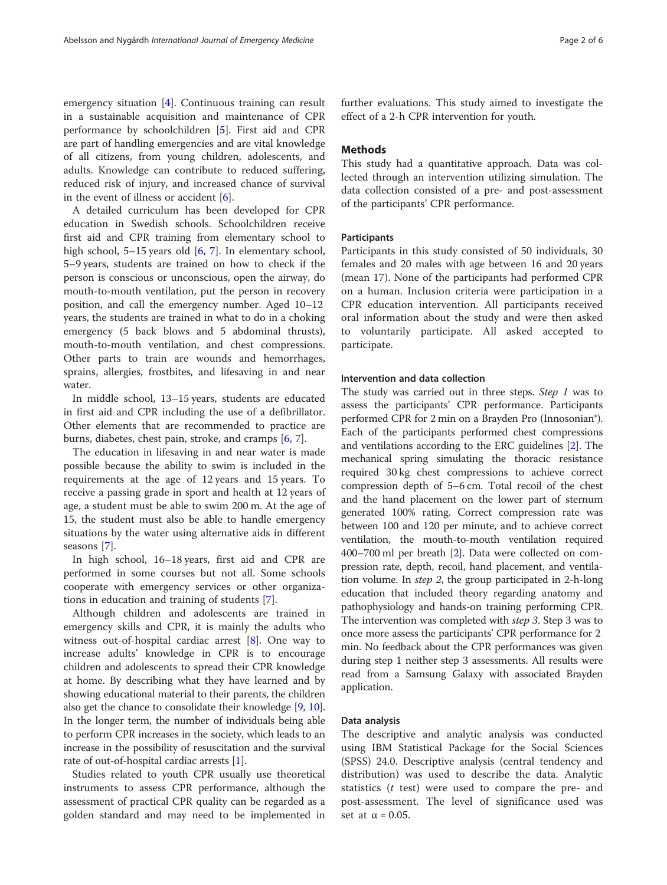emergency situation [4]. Continuous training can result in a sustainable acquisition and maintenance of CPR performance by schoolchildren [5]. First aid and CPR are part of handling emergencies and are vital knowledge of all citizens, from young children, adolescents, and adults. Knowledge can contribute to reduced suffering, reduced risk of injury, and increased chance of survival in the event of illness or accident [6].

A detailed curriculum has been developed for CPR education in Swedish schools. Schoolchildren receive first aid and CPR training from elementary school to high school, 5–15 years old [6, 7]. In elementary school, 5–9 years, students are trained on how to check if the person is conscious or unconscious, open the airway, do mouth-to-mouth ventilation, put the person in recovery position, and call the emergency number. Aged 10–12 years, the students are trained in what to do in a choking emergency (5 back blows and 5 abdominal thrusts), mouth-to-mouth ventilation, and chest compressions. Other parts to train are wounds and hemorrhages, sprains, allergies, frostbites, and lifesaving in and near water.

In middle school, 13–15 years, students are educated in first aid and CPR including the use of a defibrillator. Other elements that are recommended to practice are burns, diabetes, chest pain, stroke, and cramps [6, 7].

The education in lifesaving in and near water is made possible because the ability to swim is included in the requirements at the age of 12 years and 15 years. To receive a passing grade in sport and health at 12 years of age, a student must be able to swim 200 m. At the age of 15, the student must also be able to handle emergency situations by the water using alternative aids in different seasons [7].

In high school, 16–18 years, first aid and CPR are performed in some courses but not all. Some schools cooperate with emergency services or other organizations in education and training of students [7].

Although children and adolescents are trained in emergency skills and CPR, it is mainly the adults who witness out-of-hospital cardiac arrest [8]. One way to increase adults' knowledge in CPR is to encourage children and adolescents to spread their CPR knowledge at home. By describing what they have learned and by showing educational material to their parents, the children also get the chance to consolidate their knowledge [9, 10]. In the longer term, the number of individuals being able to perform CPR increases in the society, which leads to an increase in the possibility of resuscitation and the survival rate of out-of-hospital cardiac arrests [1].

Studies related to youth CPR usually use theoretical instruments to assess CPR performance, although the assessment of practical CPR quality can be regarded as a golden standard and may need to be implemented in further evaluations. This study aimed to investigate the effect of a 2-h CPR intervention for youth.

## Methods

This study had a quantitative approach. Data was collected through an intervention utilizing simulation. The data collection consisted of a pre- and post-assessment of the participants' CPR performance.

### Participants

Participants in this study consisted of 50 individuals, 30 females and 20 males with age between 16 and 20 years (mean 17). None of the participants had performed CPR on a human. Inclusion criteria were participation in a CPR education intervention. All participants received oral information about the study and were then asked to voluntarily participate. All asked accepted to participate.

### Intervention and data collection

The study was carried out in three steps. *Step 1* was to assess the participants' CPR performance. Participants performed CPR for 2 min on a Brayden Pro (Innosonian®). Each of the participants performed chest compressions and ventilations according to the ERC guidelines [2]. The mechanical spring simulating the thoracic resistance required 30 kg chest compressions to achieve correct compression depth of 5–6 cm. Total recoil of the chest and the hand placement on the lower part of sternum generated 100% rating. Correct compression rate was between 100 and 120 per minute, and to achieve correct ventilation, the mouth-to-mouth ventilation required 400–700 ml per breath [2]. Data were collected on compression rate, depth, recoil, hand placement, and ventilation volume. In *step 2*, the group participated in 2-h-long education that included theory regarding anatomy and pathophysiology and hands-on training performing CPR. The intervention was completed with *step 3*. Step 3 was to once more assess the participants' CPR performance for 2 min. No feedback about the CPR performances was given during step 1 neither step 3 assessments. All results were read from a Samsung Galaxy with associated Brayden application.

### Data analysis

The descriptive and analytic analysis was conducted using IBM Statistical Package for the Social Sciences (SPSS) 24.0. Descriptive analysis (central tendency and distribution) was used to describe the data. Analytic statistics (*t* test) were used to compare the pre- and post-assessment. The level of significance used was set at $\alpha = 0.05$.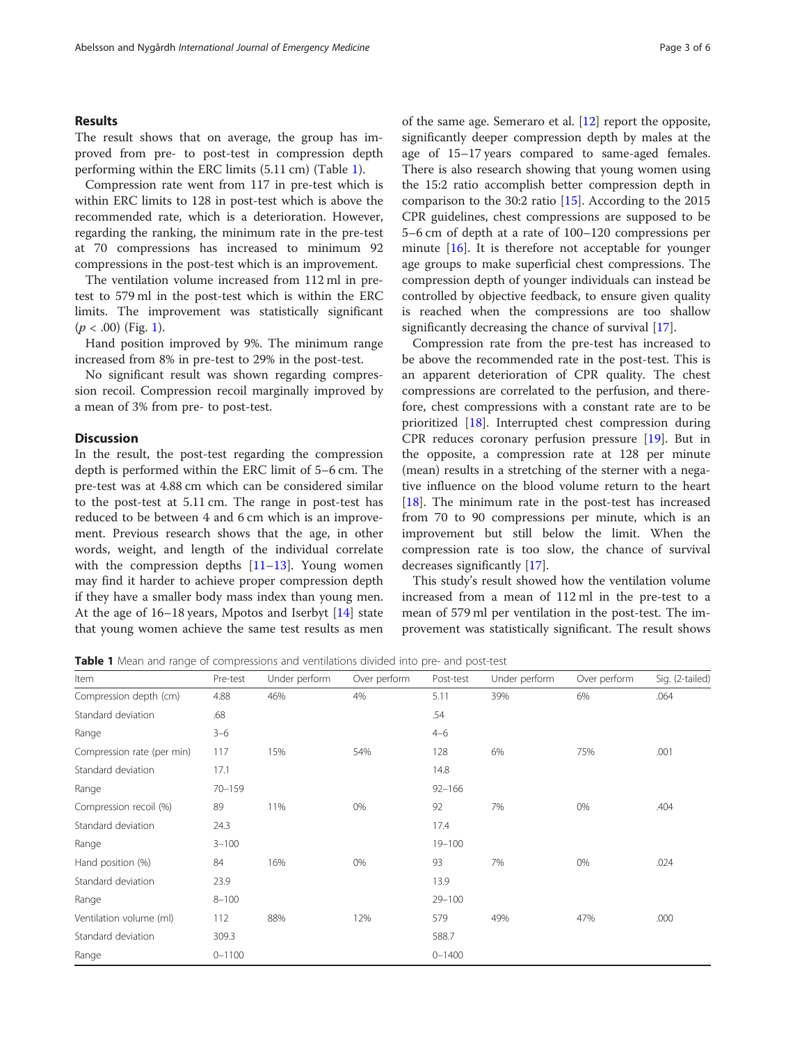## Results

The result shows that on average, the group has improved from pre- to post-test in compression depth performing within the ERC limits (5.11 cm) (Table 1).

Compression rate went from 117 in pre-test which is within ERC limits to 128 in post-test which is above the recommended rate, which is a deterioration. However, regarding the ranking, the minimum rate in the pre-test at 70 compressions has increased to minimum 92 compressions in the post-test which is an improvement.

The ventilation volume increased from 112 ml in pre-test to 579 ml in the post-test which is within the ERC limits. The improvement was statistically significant ($p < .00$) (Fig. 1).

Hand position improved by 9%. The minimum range increased from 8% in pre-test to 29% in the post-test.

No significant result was shown regarding compression recoil. Compression recoil marginally improved by a mean of 3% from pre- to post-test.

## Discussion

In the result, the post-test regarding the compression depth is performed within the ERC limit of 5–6 cm. The pre-test was at 4.88 cm which can be considered similar to the post-test at 5.11 cm. The range in post-test has reduced to be between 4 and 6 cm which is an improvement. Previous research shows that the age, in other words, weight, and length of the individual correlate with the compression depths [11–13]. Young women may find it harder to achieve proper compression depth if they have a smaller body mass index than young men. At the age of 16–18 years, Mpotos and Iserbyt [14] state that young women achieve the same test results as men of the same age. Semeraro et al. [12] report the opposite, significantly deeper compression depth by males at the age of 15–17 years compared to same-aged females. There is also research showing that young women using the 15:2 ratio accomplish better compression depth in comparison to the 30:2 ratio [15]. According to the 2015 CPR guidelines, chest compressions are supposed to be 5–6 cm of depth at a rate of 100–120 compressions per minute [16]. It is therefore not acceptable for younger age groups to make superficial chest compressions. The compression depth of younger individuals can instead be controlled by objective feedback, to ensure given quality is reached when the compressions are too shallow significantly decreasing the chance of survival [17].

Compression rate from the pre-test has increased to be above the recommended rate in the post-test. This is an apparent deterioration of CPR quality. The chest compressions are correlated to the perfusion, and therefore, chest compressions with a constant rate are to be prioritized [18]. Interrupted chest compression during CPR reduces coronary perfusion pressure [19]. But in the opposite, a compression rate at 128 per minute (mean) results in a stretching of the sterner with a negative influence on the blood volume return to the heart [18]. The minimum rate in the post-test has increased from 70 to 90 compressions per minute, which is an improvement but still below the limit. When the compression rate is too slow, the chance of survival decreases significantly [17].

This study's result showed how the ventilation volume increased from a mean of 112 ml in the pre-test to a mean of 579 ml per ventilation in the post-test. The improvement was statistically significant. The result shows

**Table 1** Mean and range of compressions and ventilations divided into pre- and post-test

| Item | Pre-test | Under perform | Over perform | Post-test | Under perform | Over perform | Sig. (2-tailed) |
|---|---|---|---|---|---|---|---|
| Compression depth (cm) | 4.88 | 46% | 4% | 5.11 | 39% | 6% | .064 |
| Standard deviation | .68 | | | .54 | | | |
| Range | 3–6 | | | 4–6 | | | |
| Compression rate (per min) | 117 | 15% | 54% | 128 | 6% | 75% | .001 |
| Standard deviation | 17.1 | | | 14.8 | | | |
| Range | 70–159 | | | 92–166 | | | |
| Compression recoil (%) | 89 | 11% | 0% | 92 | 7% | 0% | .404 |
| Standard deviation | 24.3 | | | 17.4 | | | |
| Range | 3–100 | | | 19–100 | | | |
| Hand position (%) | 84 | 16% | 0% | 93 | 7% | 0% | .024 |
| Standard deviation | 23.9 | | | 13.9 | | | |
| Range | 8–100 | | | 29–100 | | | |
| Ventilation volume (ml) | 112 | 88% | 12% | 579 | 49% | 47% | .000 |
| Standard deviation | 309.3 | | | 588.7 | | | |
| Range | 0–1100 | | | 0–1400 | | | |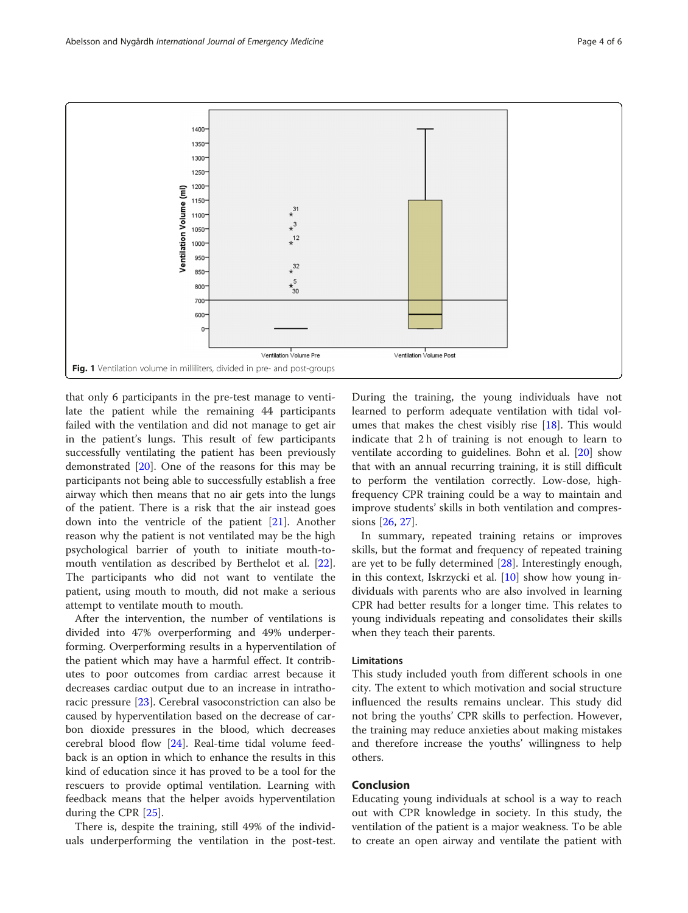Fig. 1 Ventilation volume in milliliters, divided in pre- and post-groups

that only 6 participants in the pre-test manage to ventilate the patient while the remaining 44 participants failed with the ventilation and did not manage to get air in the patient's lungs. This result of few participants successfully ventilating the patient has been previously demonstrated [20]. One of the reasons for this may be participants not being able to successfully establish a free airway which then means that no air gets into the lungs of the patient. There is a risk that the air instead goes down into the ventricle of the patient [21]. Another reason why the patient is not ventilated may be the high psychological barrier of youth to initiate mouth-to-mouth ventilation as described by Berthelot et al. [22]. The participants who did not want to ventilate the patient, using mouth to mouth, did not make a serious attempt to ventilate mouth to mouth.

After the intervention, the number of ventilations is divided into 47% overperforming and 49% underperforming. Overperforming results in a hyperventilation of the patient which may have a harmful effect. It contributes to poor outcomes from cardiac arrest because it decreases cardiac output due to an increase in intrathoracic pressure [23]. Cerebral vasoconstriction can also be caused by hyperventilation based on the decrease of carbon dioxide pressures in the blood, which decreases cerebral blood flow [24]. Real-time tidal volume feedback is an option in which to enhance the results in this kind of education since it has proved to be a tool for the rescuers to provide optimal ventilation. Learning with feedback means that the helper avoids hyperventilation during the CPR [25].

There is, despite the training, still 49% of the individuals underperforming the ventilation in the post-test. During the training, the young individuals have not learned to perform adequate ventilation with tidal volumes that makes the chest visibly rise [18]. This would indicate that 2 h of training is not enough to learn to ventilate according to guidelines. Bohn et al. [20] show that with an annual recurring training, it is still difficult to perform the ventilation correctly. Low-dose, high-frequency CPR training could be a way to maintain and improve students' skills in both ventilation and compressions [26, 27].

In summary, repeated training retains or improves skills, but the format and frequency of repeated training are yet to be fully determined [28]. Interestingly enough, in this context, Iskrzycki et al. [10] show how young individuals with parents who are also involved in learning CPR had better results for a longer time. This relates to young individuals repeating and consolidates their skills when they teach their parents.

### Limitations

This study included youth from different schools in one city. The extent to which motivation and social structure influenced the results remains unclear. This study did not bring the youths' CPR skills to perfection. However, the training may reduce anxieties about making mistakes and therefore increase the youths' willingness to help others.

## Conclusion

Educating young individuals at school is a way to reach out with CPR knowledge in society. In this study, the ventilation of the patient is a major weakness. To be able to create an open airway and ventilate the patient with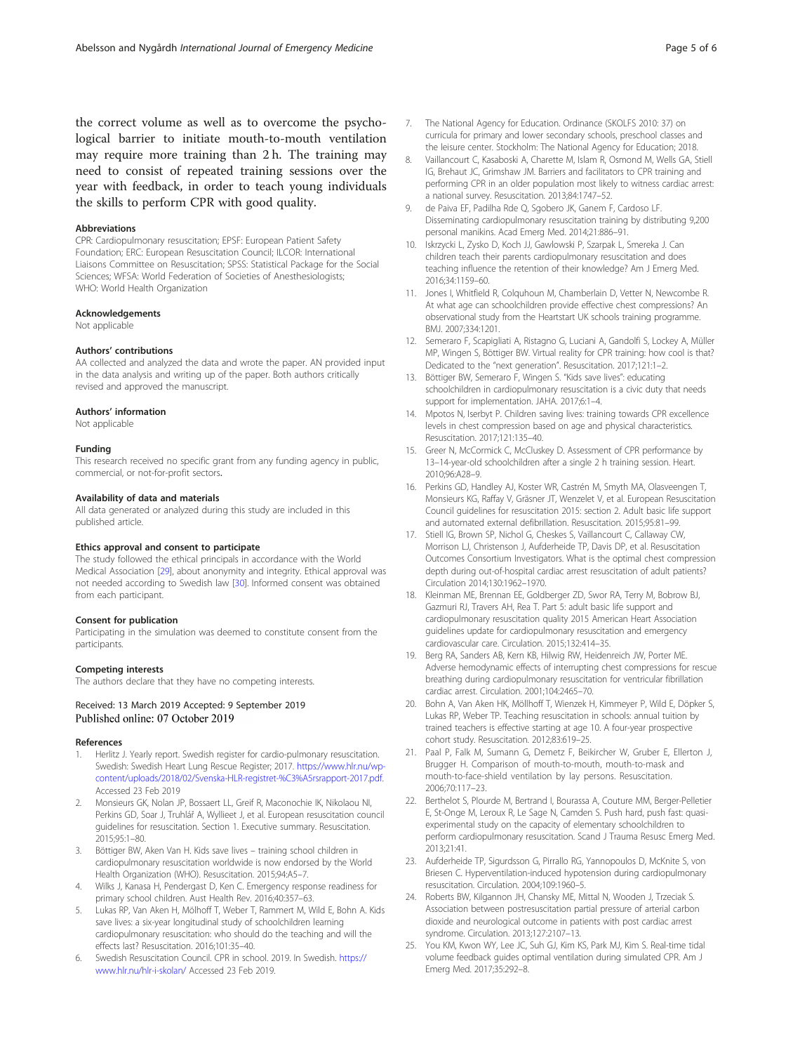the correct volume as well as to overcome the psychological barrier to initiate mouth-to-mouth ventilation may require more training than 2 h. The training may need to consist of repeated training sessions over the year with feedback, in order to teach young individuals the skills to perform CPR with good quality.

### Abbreviations

CPR: Cardiopulmonary resuscitation; EPSF: European Patient Safety Foundation; ERC: European Resuscitation Council; ILCOR: International Liaisons Committee on Resuscitation; SPSS: Statistical Package for the Social Sciences; WFSA: World Federation of Societies of Anesthesiologists; WHO: World Health Organization

### Acknowledgements

Not applicable

### Authors' contributions

AA collected and analyzed the data and wrote the paper. AN provided input in the data analysis and writing up of the paper. Both authors critically revised and approved the manuscript.

### Authors' information

Not applicable

### Funding

This research received no specific grant from any funding agency in public, commercial, or not-for-profit sectors.

### Availability of data and materials

All data generated or analyzed during this study are included in this published article.

### Ethics approval and consent to participate

The study followed the ethical principals in accordance with the World Medical Association [29], about anonymity and integrity. Ethical approval was not needed according to Swedish law [30]. Informed consent was obtained from each participant.

### Consent for publication

Participating in the simulation was deemed to constitute consent from the participants.

### Competing interests

The authors declare that they have no competing interests.

Received: 13 March 2019 Accepted: 9 September 2019
Published online: 07 October 2019

### References

1. Herlitz J. Yearly report. Swedish register for cardio-pulmonary resuscitation. Swedish: Swedish Heart Lung Rescue Register; 2017. https://www.hlr.nu/wp-content/uploads/2018/02/Svenska-HLR-registret-%C3%A5rsrapport-2017.pdf. Accessed 23 Feb 2019
2. Monsieurs GK, Nolan JP, Bossaert LL, Greif R, Maconochie IK, Nikolaou NI, Perkins GD, Soar J, Truhlář A, Wyllieet J, et al. European resuscitation council guidelines for resuscitation. Section 1. Executive summary. Resuscitation. 2015;95:1–80.
3. Böttiger BW, Aken Van H. Kids save lives – training school children in cardiopulmonary resuscitation worldwide is now endorsed by the World Health Organization (WHO). Resuscitation. 2015;94:A5–7.
4. Wilks J, Kanasa H, Pendergast D, Ken C. Emergency response readiness for primary school children. Aust Health Rev. 2016;40:357–63.
5. Lukas RP, Van Aken H, Mölhoff T, Weber T, Rammert M, Wild E, Bohn A. Kids save lives: a six-year longitudinal study of schoolchildren learning cardiopulmonary resuscitation: who should do the teaching and will the effects last? Resuscitation. 2016;101:35–40.
6. Swedish Resuscitation Council. CPR in school. 2019. In Swedish. https://www.hlr.nu/hlr-i-skolan/ Accessed 23 Feb 2019.
7. The National Agency for Education. Ordinance (SKOLFS 2010: 37) on curricula for primary and lower secondary schools, preschool classes and the leisure center. Stockholm: The National Agency for Education; 2018.
8. Vaillancourt C, Kasaboski A, Charette M, Islam R, Osmond M, Wells GA, Stiell IG, Brehaut JC, Grimshaw JM. Barriers and facilitators to CPR training and performing CPR in an older population most likely to witness cardiac arrest: a national survey. Resuscitation. 2013;84:1747–52.
9. de Paiva EF, Padilha Rde Q, Sgobero JK, Ganem F, Cardoso LF. Disseminating cardiopulmonary resuscitation training by distributing 9,200 personal manikins. Acad Emerg Med. 2014;21:886–91.
10. Iskrzycki L, Zysko D, Koch JJ, Gawlowski P, Szarpak L, Smereka J. Can children teach their parents cardiopulmonary resuscitation and does teaching influence the retention of their knowledge? Am J Emerg Med. 2016;34:1159–60.
11. Jones I, Whitfield R, Colquhoun M, Chamberlain D, Vetter N, Newcombe R. At what age can schoolchildren provide effective chest compressions? An observational study from the Heartstart UK schools training programme. BMJ. 2007;334:1201.
12. Semeraro F, Scapigliati A, Ristagno G, Luciani A, Gandolfi S, Lockey A, Müller MP, Wingen S, Böttiger BW. Virtual reality for CPR training: how cool is that? Dedicated to the "next generation". Resuscitation. 2017;121:1–2.
13. Böttiger BW, Semeraro F, Wingen S. "Kids save lives": educating schoolchildren in cardiopulmonary resuscitation is a civic duty that needs support for implementation. JAHA. 2017;6:1–4.
14. Mpotos N, Iserbyt P. Children saving lives: training towards CPR excellence levels in chest compression based on age and physical characteristics. Resuscitation. 2017;121:135–40.
15. Greer N, McCormick C, McCluskey D. Assessment of CPR performance by 13–14-year-old schoolchildren after a single 2 h training session. Heart. 2010;96:A28–9.
16. Perkins GD, Handley AJ, Koster WR, Castrén M, Smyth MA, Olasveengen T, Monsieurs KG, Raffay V, Gräsner JT, Wenzelet V, et al. European Resuscitation Council guidelines for resuscitation 2015: section 2. Adult basic life support and automated external defibrillation. Resuscitation. 2015;95:81–99.
17. Stiell IG, Brown SP, Nichol G, Cheskes S, Vaillancourt C, Callaway CW, Morrison LJ, Christenson J, Aufderheide TP, Davis DP, et al. Resuscitation Outcomes Consortium Investigators. What is the optimal chest compression depth during out-of-hospital cardiac arrest resuscitation of adult patients? Circulation 2014;130:1962–1970.
18. Kleinman ME, Brennan EE, Goldberger ZD, Swor RA, Terry M, Bobrow BJ, Gazmuri RJ, Travers AH, Rea T. Part 5: adult basic life support and cardiopulmonary resuscitation quality 2015 American Heart Association guidelines update for cardiopulmonary resuscitation and emergency cardiovascular care. Circulation. 2015;132:414–35.
19. Berg RA, Sanders AB, Kern KB, Hilwig RW, Heidenreich JW, Porter ME. Adverse hemodynamic effects of interrupting chest compressions for rescue breathing during cardiopulmonary resuscitation for ventricular fibrillation cardiac arrest. Circulation. 2001;104:2465–70.
20. Bohn A, Van Aken HK, Möllhoff T, Wienzek H, Kimmeyer P, Wild E, Döpker S, Lukas RP, Weber TP. Teaching resuscitation in schools: annual tuition by trained teachers is effective starting at age 10. A four-year prospective cohort study. Resuscitation. 2012;83:619–25.
21. Paal P, Falk M, Sumann G, Demetz F, Beikircher W, Gruber E, Ellerton J, Brugger H. Comparison of mouth-to-mouth, mouth-to-mask and mouth-to-face-shield ventilation by lay persons. Resuscitation. 2006;70:117–23.
22. Berthelot S, Plourde M, Bertrand I, Bourassa A, Couture MM, Berger-Pelletier E, St-Onge M, Leroux R, Le Sage N, Camden S. Push hard, push fast: quasi-experimental study on the capacity of elementary schoolchildren to perform cardiopulmonary resuscitation. Scand J Trauma Resusc Emerg Med. 2013;21:41.
23. Aufderheide TP, Sigurdsson G, Pirrallo RG, Yannopoulos D, McKnite S, von Briesen C. Hyperventilation-induced hypotension during cardiopulmonary resuscitation. Circulation. 2004;109:1960–5.
24. Roberts BW, Kilgannon JH, Chansky ME, Mittal N, Wooden J, Trzeciak S. Association between postresuscitation partial pressure of arterial carbon dioxide and neurological outcome in patients with post cardiac arrest syndrome. Circulation. 2013;127:2107–13.
25. You KM, Kwon WY, Lee JC, Suh GJ, Kim KS, Park MJ, Kim S. Real-time tidal volume feedback guides optimal ventilation during simulated CPR. Am J Emerg Med. 2017;35:292–8.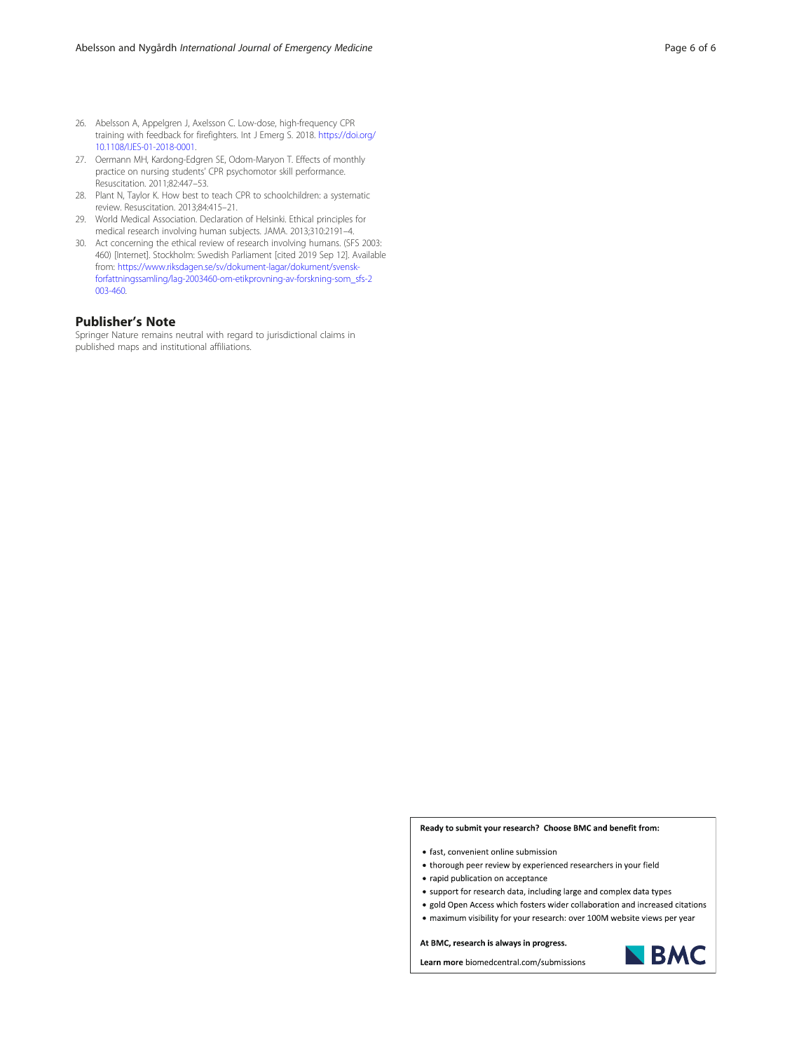26. Abelsson A, Appelgren J, Axelsson C. Low-dose, high-frequency CPR training with feedback for firefighters. Int J Emerg S. 2018. https://doi.org/10.1108/IJES-01-2018-0001.
27. Oermann MH, Kardong-Edgren SE, Odom-Maryon T. Effects of monthly practice on nursing students' CPR psychomotor skill performance. Resuscitation. 2011;82:447–53.
28. Plant N, Taylor K. How best to teach CPR to schoolchildren: a systematic review. Resuscitation. 2013;84:415–21.
29. World Medical Association. Declaration of Helsinki. Ethical principles for medical research involving human subjects. JAMA. 2013;310:2191–4.
30. Act concerning the ethical review of research involving humans. (SFS 2003: 460) [Internet]. Stockholm: Swedish Parliament [cited 2019 Sep 12]. Available from: https://www.riksdagen.se/sv/dokument-lagar/dokument/svensk-forfattningssamling/lag-2003460-om-etikprovning-av-forskning-som_sfs-2003-460.

## Publisher's Note

Springer Nature remains neutral with regard to jurisdictional claims in published maps and institutional affiliations.

**Ready to submit your research? Choose BMC and benefit from:**

- fast, convenient online submission
- thorough peer review by experienced researchers in your field
- rapid publication on acceptance
- support for research data, including large and complex data types
- gold Open Access which fosters wider collaboration and increased citations
- maximum visibility for your research: over 100M website views per year

**At BMC, research is always in progress.**

**Learn more** biomedcentral.com/submissions

BMC